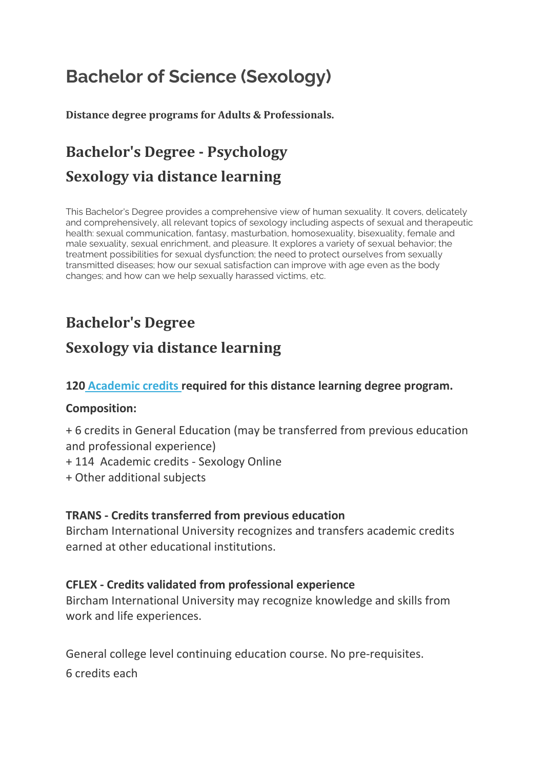# Bachelor of Science (Sexology)

**Distance degree programs for Adults & Professionals.**

## Bachelor's Degree - Psychology

## Sexology via distance learning

This Bachelor's Degree provides a comprehensive view of human sexuality. It covers, delicately and comprehensively, all relevant topics of sexology including aspects of sexual and therapeutic health: sexual communication, fantasy, masturbation, homosexuality, bisexuality, female and male sexuality, sexual enrichment, and pleasure. It explores a variety of sexual behavior; the treatment possibilities for sexual dysfunction; the need to protect ourselves from sexually transmitted diseases; how our sexual satisfaction can improve with age even as the body changes; and how can we help sexually harassed victims, etc.

## Bachelor's Degree

## Sexology via distance learning

**120 Academic credits required for this distance learning degree program.**

**Composition:**

+ 6 credits in General Education (may be transferred from previous education and professional experience)
+ 114 Academic credits - Sexology Online
+ Other additional subjects

**TRANS - Credits transferred from previous education**
Bircham International University recognizes and transfers academic credits earned at other educational institutions.

**CFLEX - Credits validated from professional experience**
Bircham International University may recognize knowledge and skills from work and life experiences.

General college level continuing education course. No pre-requisites.

6 credits each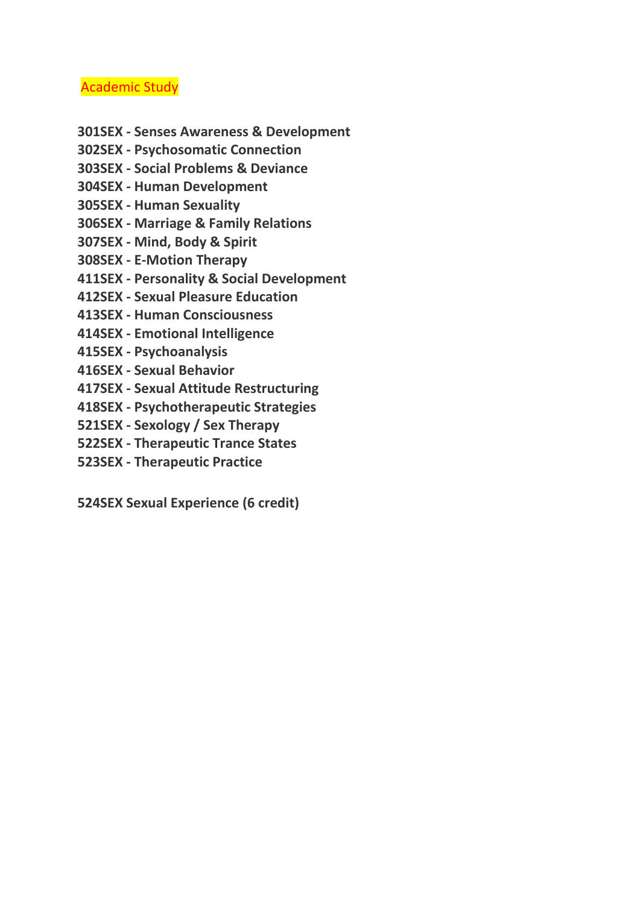Academic Study

**301SEX - Senses Awareness & Development**
**302SEX - Psychosomatic Connection**
**303SEX - Social Problems & Deviance**
**304SEX - Human Development**
**305SEX - Human Sexuality**
**306SEX - Marriage & Family Relations**
**307SEX - Mind, Body & Spirit**
**308SEX - E-Motion Therapy**
**411SEX - Personality & Social Development**
**412SEX - Sexual Pleasure Education**
**413SEX - Human Consciousness**
**414SEX - Emotional Intelligence**
**415SEX - Psychoanalysis**
**416SEX - Sexual Behavior**
**417SEX - Sexual Attitude Restructuring**
**418SEX - Psychotherapeutic Strategies**
**521SEX - Sexology / Sex Therapy**
**522SEX - Therapeutic Trance States**
**523SEX - Therapeutic Practice**

**524SEX Sexual Experience (6 credit)**